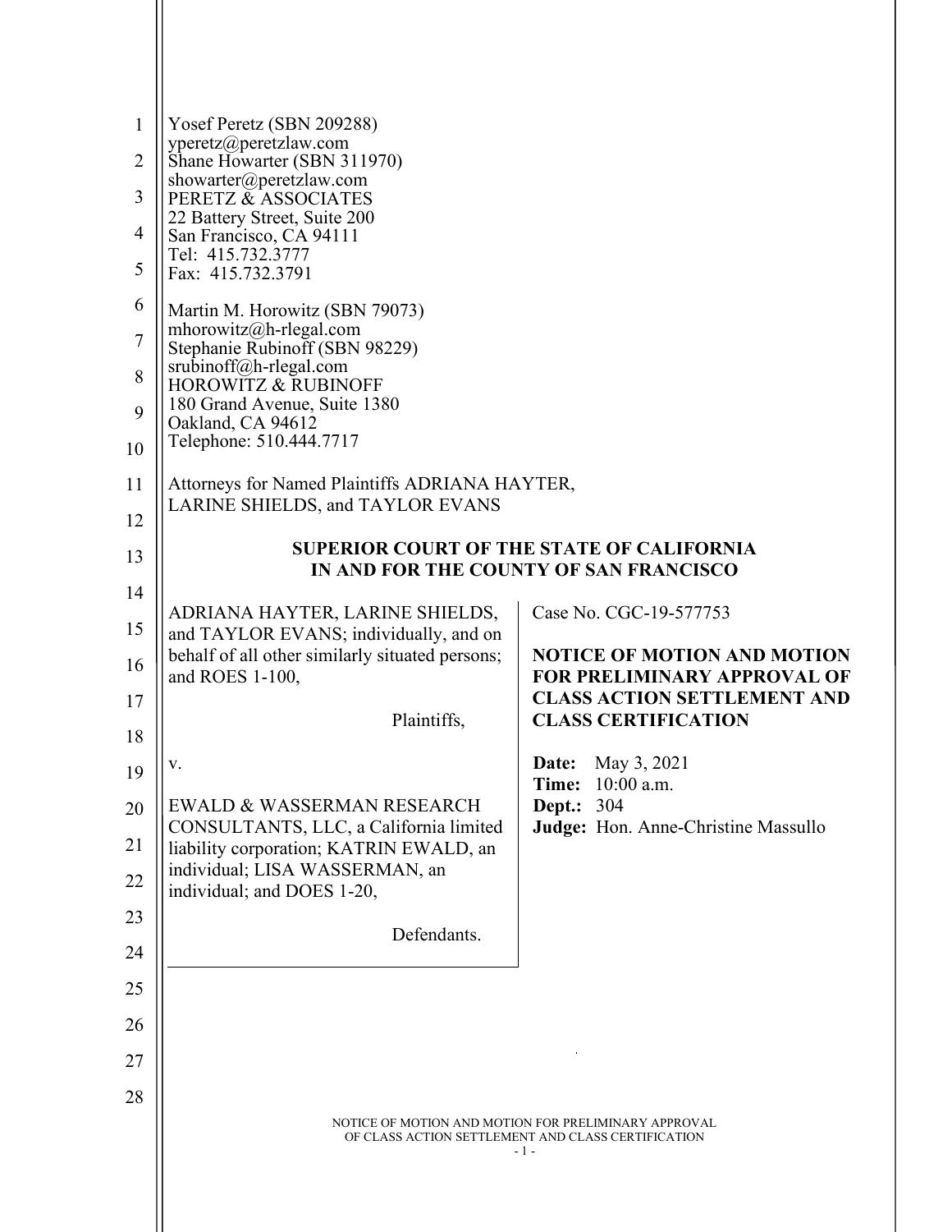Yosef Peretz (SBN 209288)
yperetz@peretzlaw.com
Shane Howarter (SBN 311970)
showarter@peretzlaw.com
PERETZ & ASSOCIATES
22 Battery Street, Suite 200
San Francisco, CA 94111
Tel: 415.732.3777
Fax: 415.732.3791

Martin M. Horowitz (SBN 79073)
mhorowitz@h-rlegal.com
Stephanie Rubinoff (SBN 98229)
srubinoff@h-rlegal.com
HOROWITZ & RUBINOFF
180 Grand Avenue, Suite 1380
Oakland, CA 94612
Telephone: 510.444.7717

Attorneys for Named Plaintiffs ADRIANA HAYTER, LARINE SHIELDS, and TAYLOR EVANS

**SUPERIOR COURT OF THE STATE OF CALIFORNIA**
**IN AND FOR THE COUNTY OF SAN FRANCISCO**

| | |
|---|---|
| ADRIANA HAYTER, LARINE SHIELDS, and TAYLOR EVANS; individually, and on behalf of all other similarly situated persons; and ROES 1-100,<br><br>Plaintiffs,<br><br>v.<br><br>EWALD & WASSERMAN RESEARCH CONSULTANTS, LLC, a California limited liability corporation; KATRIN EWALD, an individual; LISA WASSERMAN, an individual; and DOES 1-20,<br><br>Defendants. | Case No. CGC-19-577753<br><br>**NOTICE OF MOTION AND MOTION FOR PRELIMINARY APPROVAL OF CLASS ACTION SETTLEMENT AND CLASS CERTIFICATION**<br><br>**Date:** May 3, 2021<br>**Time:** 10:00 a.m.<br>**Dept.:** 304<br>**Judge:** Hon. Anne-Christine Massullo |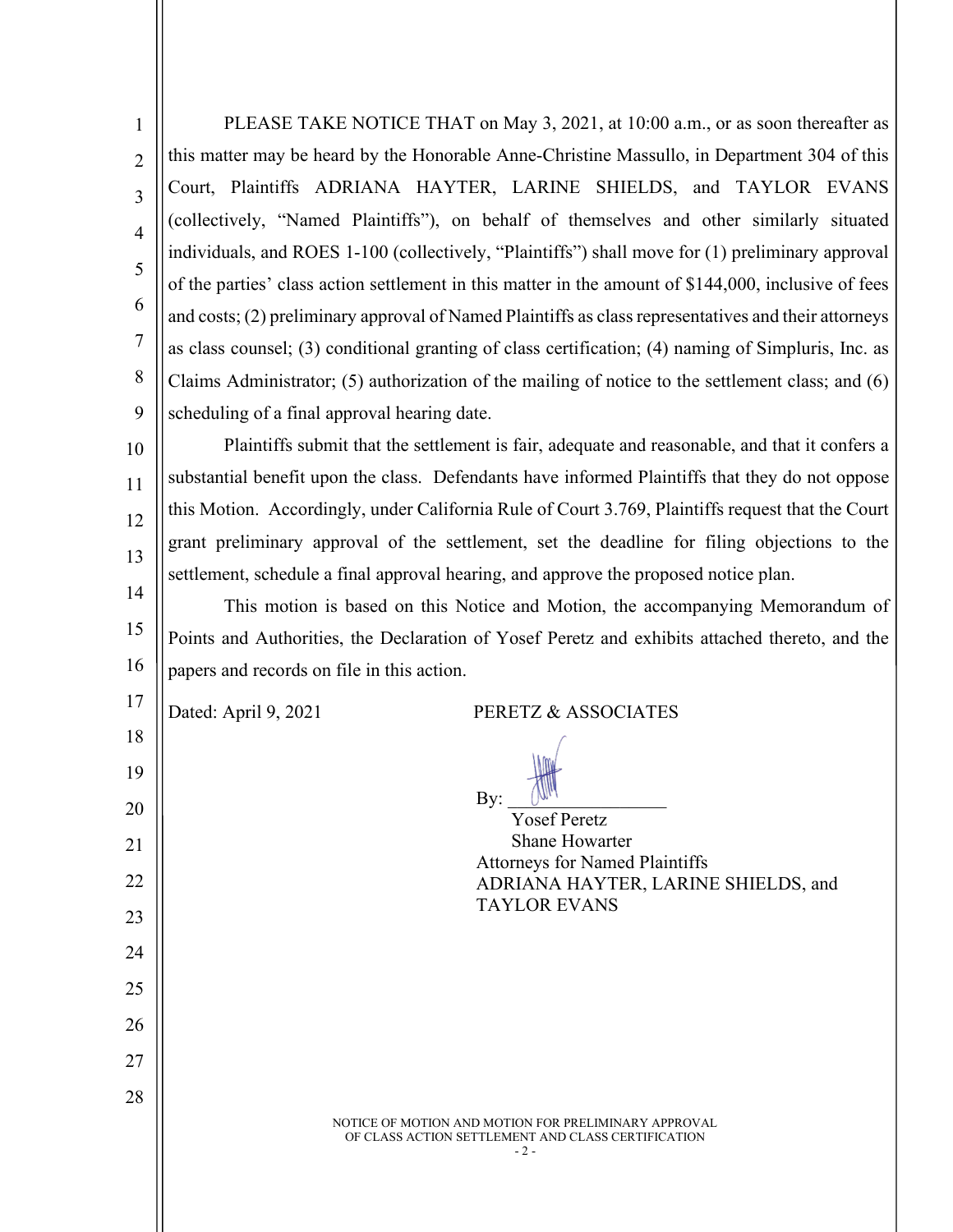PLEASE TAKE NOTICE THAT on May 3, 2021, at 10:00 a.m., or as soon thereafter as this matter may be heard by the Honorable Anne-Christine Massullo, in Department 304 of this Court, Plaintiffs ADRIANA HAYTER, LARINE SHIELDS, and TAYLOR EVANS (collectively, "Named Plaintiffs"), on behalf of themselves and other similarly situated individuals, and ROES 1-100 (collectively, "Plaintiffs") shall move for (1) preliminary approval of the parties' class action settlement in this matter in the amount of $144,000, inclusive of fees and costs; (2) preliminary approval of Named Plaintiffs as class representatives and their attorneys as class counsel; (3) conditional granting of class certification; (4) naming of Simpluris, Inc. as Claims Administrator; (5) authorization of the mailing of notice to the settlement class; and (6) scheduling of a final approval hearing date.

Plaintiffs submit that the settlement is fair, adequate and reasonable, and that it confers a substantial benefit upon the class. Defendants have informed Plaintiffs that they do not oppose this Motion. Accordingly, under California Rule of Court 3.769, Plaintiffs request that the Court grant preliminary approval of the settlement, set the deadline for filing objections to the settlement, schedule a final approval hearing, and approve the proposed notice plan.

This motion is based on this Notice and Motion, the accompanying Memorandum of Points and Authorities, the Declaration of Yosef Peretz and exhibits attached thereto, and the papers and records on file in this action.

Dated: April 9, 2021

PERETZ & ASSOCIATES

By: ________________

Yosef Peretz
Shane Howarter
Attorneys for Named Plaintiffs
ADRIANA HAYTER, LARINE SHIELDS, and TAYLOR EVANS

NOTICE OF MOTION AND MOTION FOR PRELIMINARY APPROVAL OF CLASS ACTION SETTLEMENT AND CLASS CERTIFICATION